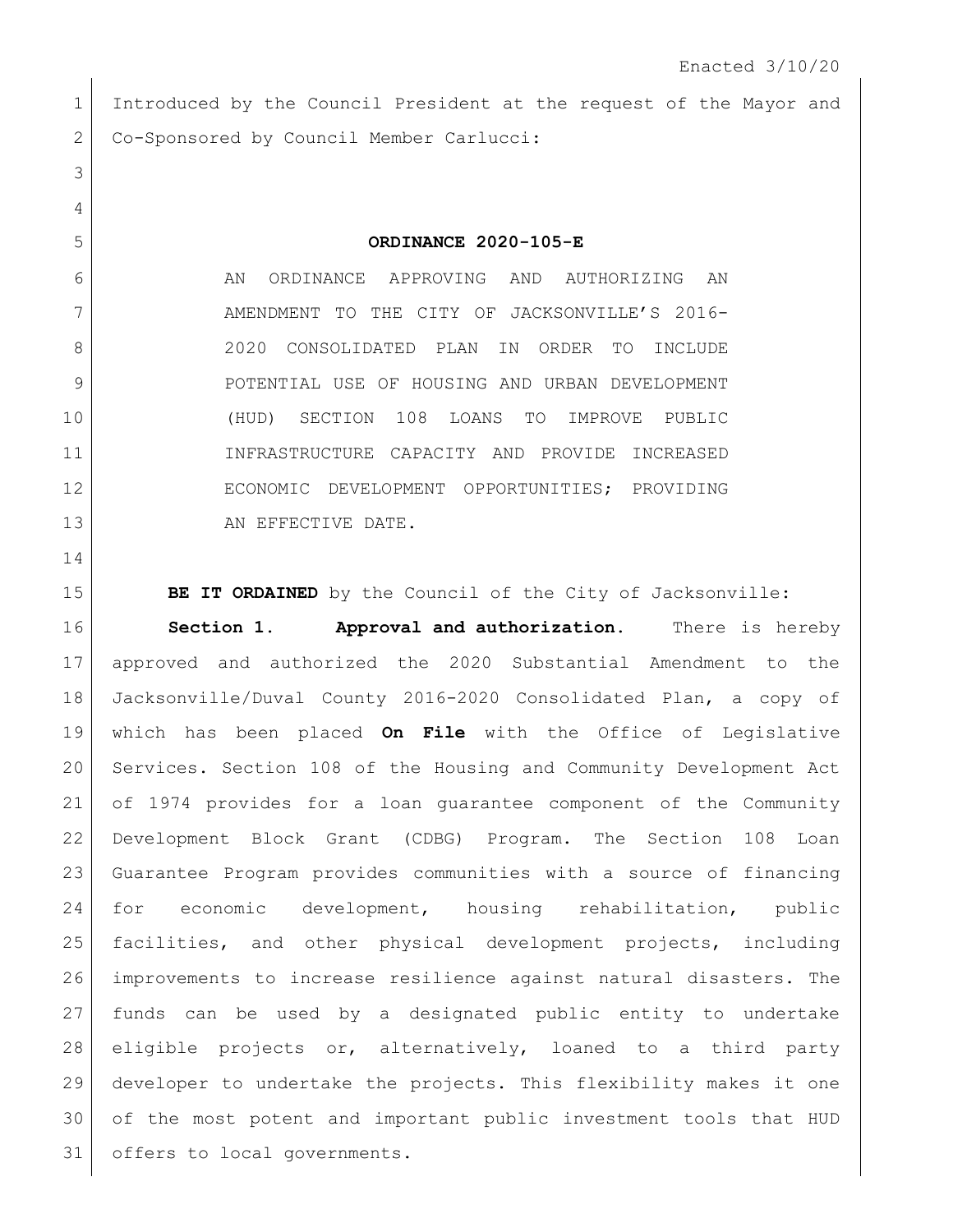Enacted 3/10/20

Introduced by the Council President at the request of the Mayor and Co-Sponsored by Council Member Carlucci:

**ORDINANCE 2020-105-E**

AN ORDINANCE APPROVING AND AUTHORIZING AN AMENDMENT TO THE CITY OF JACKSONVILLE'S 2016-2020 CONSOLIDATED PLAN IN ORDER TO INCLUDE POTENTIAL USE OF HOUSING AND URBAN DEVELOPMENT (HUD) SECTION 108 LOANS TO IMPROVE PUBLIC INFRASTRUCTURE CAPACITY AND PROVIDE INCREASED ECONOMIC DEVELOPMENT OPPORTUNITIES; PROVIDING AN EFFECTIVE DATE.

**BE IT ORDAINED** by the Council of the City of Jacksonville:

**Section 1. Approval and authorization.** There is hereby approved and authorized the 2020 Substantial Amendment to the Jacksonville/Duval County 2016-2020 Consolidated Plan, a copy of which has been placed **On File** with the Office of Legislative Services. Section 108 of the Housing and Community Development Act of 1974 provides for a loan guarantee component of the Community Development Block Grant (CDBG) Program. The Section 108 Loan Guarantee Program provides communities with a source of financing for economic development, housing rehabilitation, public facilities, and other physical development projects, including improvements to increase resilience against natural disasters. The funds can be used by a designated public entity to undertake eligible projects or, alternatively, loaned to a third party developer to undertake the projects. This flexibility makes it one of the most potent and important public investment tools that HUD offers to local governments.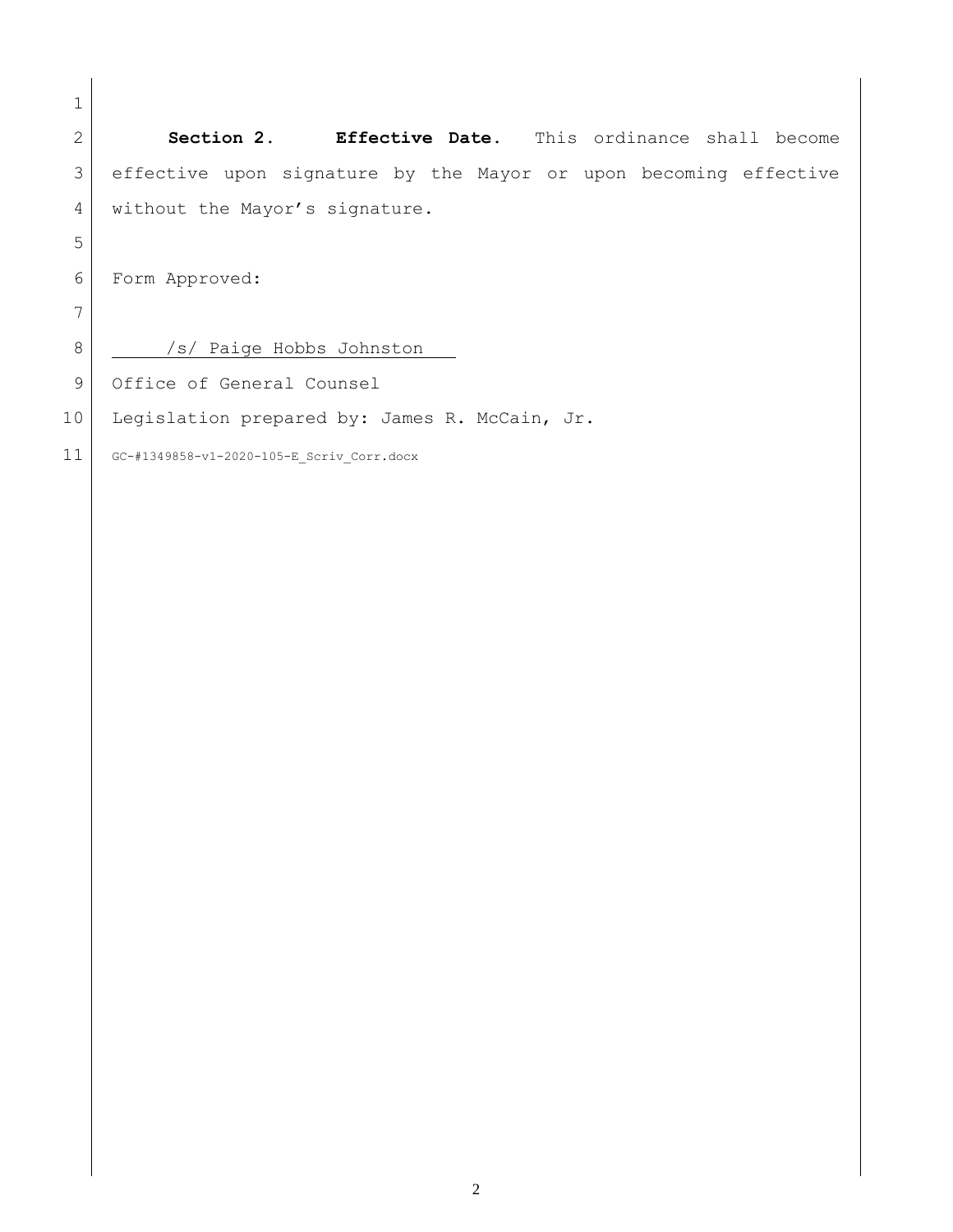**Section 2. Effective Date.** This ordinance shall become effective upon signature by the Mayor or upon becoming effective without the Mayor's signature.

Form Approved:

/s/ Paige Hobbs Johnston

Office of General Counsel

Legislation prepared by: James R. McCain, Jr.

GC-#1349858-v1-2020-105-E_Scriv_Corr.docx